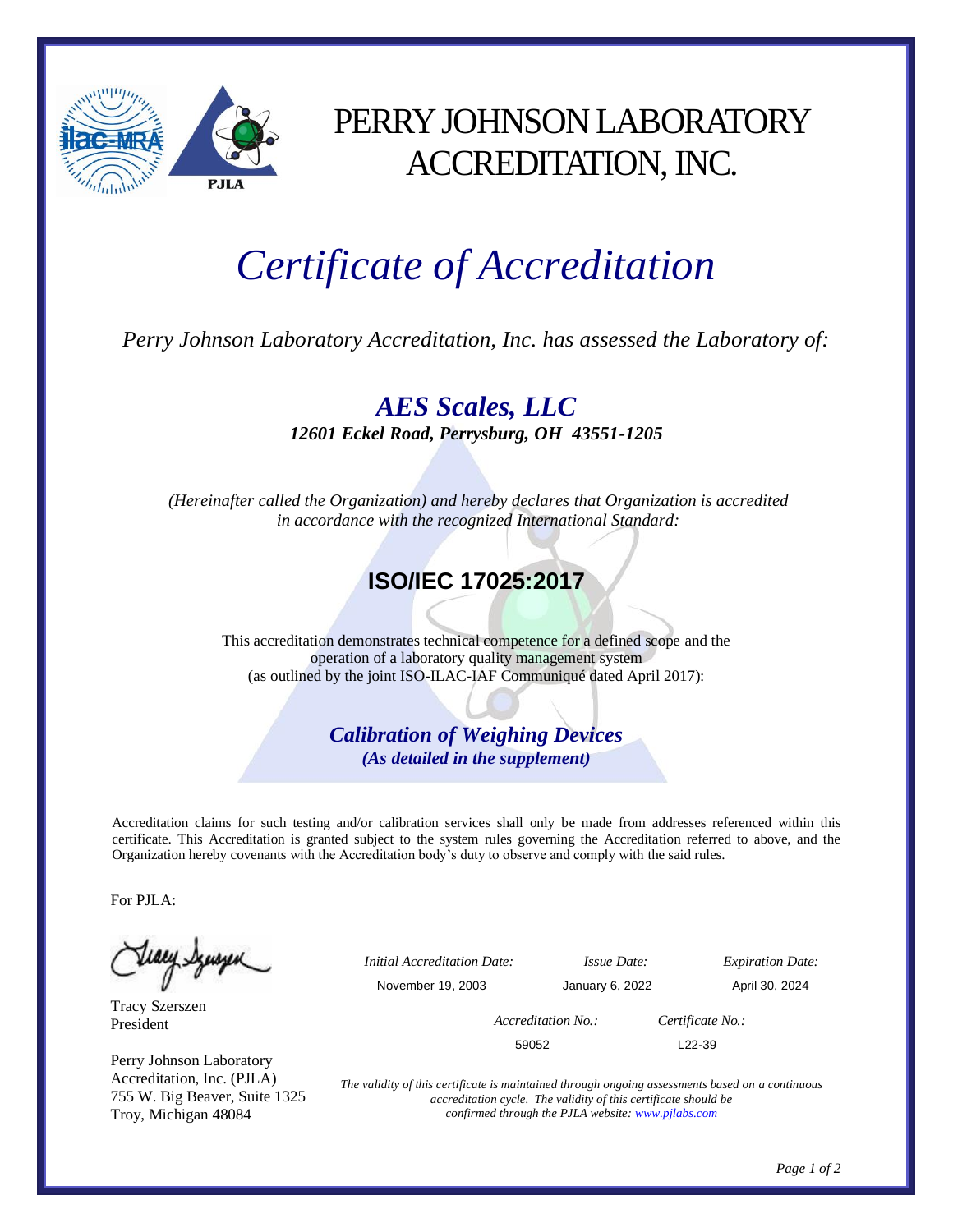# PERRY JOHNSON LABORATORY ACCREDITATION, INC.

# *Certificate of Accreditation*

*Perry Johnson Laboratory Accreditation, Inc. has assessed the Laboratory of:*

## ***AES Scales, LLC***

***12601 Eckel Road, Perrysburg, OH 43551-1205***

*(Hereinafter called the Organization) and hereby declares that Organization is accredited in accordance with the recognized International Standard:*

## **ISO/IEC 17025:2017**

This accreditation demonstrates technical competence for a defined scope and the operation of a laboratory quality management system (as outlined by the joint ISO-ILAC-IAF Communiqué dated April 2017):

***Calibration of Weighing Devices***

***(As detailed in the supplement)***

Accreditation claims for such testing and/or calibration services shall only be made from addresses referenced within this certificate. This Accreditation is granted subject to the system rules governing the Accreditation referred to above, and the Organization hereby covenants with the Accreditation body's duty to observe and comply with the said rules.

For PJLA:

Tracy Szerszen
President

Perry Johnson Laboratory Accreditation, Inc. (PJLA)
755 W. Big Beaver, Suite 1325
Troy, Michigan 48084

| *Initial Accreditation Date:* | *Issue Date:* | *Expiration Date:* |
|---|---|---|
| November 19, 2003 | January 6, 2022 | April 30, 2024 |

| *Accreditation No.:* | *Certificate No.:* |
|---|---|
| 59052 | L22-39 |

*The validity of this certificate is maintained through ongoing assessments based on a continuous accreditation cycle. The validity of this certificate should be confirmed through the PJLA website: www.pjlabs.com*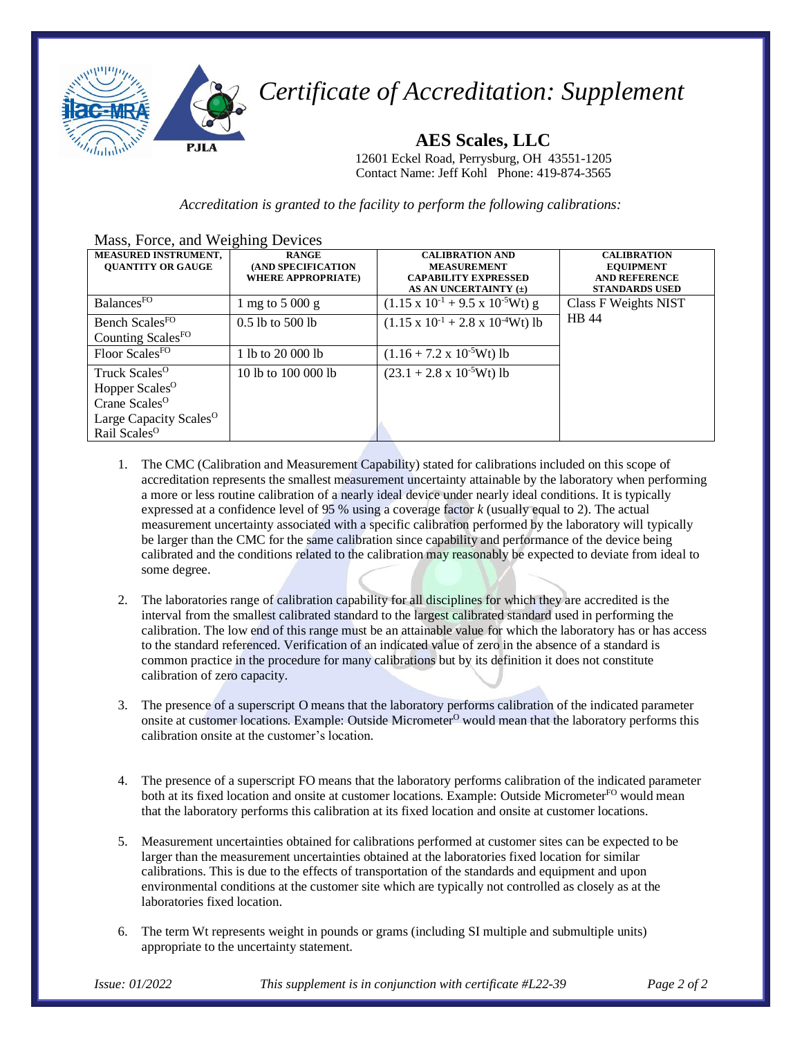# *Certificate of Accreditation: Supplement*

## AES Scales, LLC

12601 Eckel Road, Perrysburg, OH 43551-1205
Contact Name: Jeff Kohl Phone: 419-874-3565

*Accreditation is granted to the facility to perform the following calibrations:*

Mass, Force, and Weighing Devices

| MEASURED INSTRUMENT, QUANTITY OR GAUGE | RANGE (AND SPECIFICATION WHERE APPROPRIATE) | CALIBRATION AND MEASUREMENT CAPABILITY EXPRESSED AS AN UNCERTAINTY (±) | CALIBRATION EQUIPMENT AND REFERENCE STANDARDS USED |
|---|---|---|---|
| Balances[FO] | 1 mg to 5 000 g | $(1.15 \times 10^{-1} + 9.5 \times 10^{-5}Wt)$ g | Class F Weights NIST HB 44 |
| Bench Scales[FO] Counting Scales[FO] | 0.5 lb to 500 lb | $(1.15 \times 10^{-1} + 2.8 \times 10^{-4}Wt)$ lb | |
| Floor Scales[FO] | 1 lb to 20 000 lb | $(1.16 + 7.2 \times 10^{-5}Wt)$ lb | |
| Truck Scales[O] Hopper Scales[O] Crane Scales[O] Large Capacity Scales[O] Rail Scales[O] | 10 lb to 100 000 lb | $(23.1 + 2.8 \times 10^{-5}Wt)$ lb | |

1. The CMC (Calibration and Measurement Capability) stated for calibrations included on this scope of accreditation represents the smallest measurement uncertainty attainable by the laboratory when performing a more or less routine calibration of a nearly ideal device under nearly ideal conditions. It is typically expressed at a confidence level of 95 % using a coverage factor $k$ (usually equal to 2). The actual measurement uncertainty associated with a specific calibration performed by the laboratory will typically be larger than the CMC for the same calibration since capability and performance of the device being calibrated and the conditions related to the calibration may reasonably be expected to deviate from ideal to some degree.

2. The laboratories range of calibration capability for all disciplines for which they are accredited is the interval from the smallest calibrated standard to the largest calibrated standard used in performing the calibration. The low end of this range must be an attainable value for which the laboratory has or has access to the standard referenced. Verification of an indicated value of zero in the absence of a standard is common practice in the procedure for many calibrations but by its definition it does not constitute calibration of zero capacity.

3. The presence of a superscript O means that the laboratory performs calibration of the indicated parameter onsite at customer locations. Example: Outside Micrometer[O] would mean that the laboratory performs this calibration onsite at the customer's location.

4. The presence of a superscript FO means that the laboratory performs calibration of the indicated parameter both at its fixed location and onsite at customer locations. Example: Outside Micrometer[FO] would mean that the laboratory performs this calibration at its fixed location and onsite at customer locations.

5. Measurement uncertainties obtained for calibrations performed at customer sites can be expected to be larger than the measurement uncertainties obtained at the laboratories fixed location for similar calibrations. This is due to the effects of transportation of the standards and equipment and upon environmental conditions at the customer site which are typically not controlled as closely as at the laboratories fixed location.

6. The term Wt represents weight in pounds or grams (including SI multiple and submultiple units) appropriate to the uncertainty statement.

*Issue: 01/2022* *This supplement is in conjunction with certificate #L22-39*